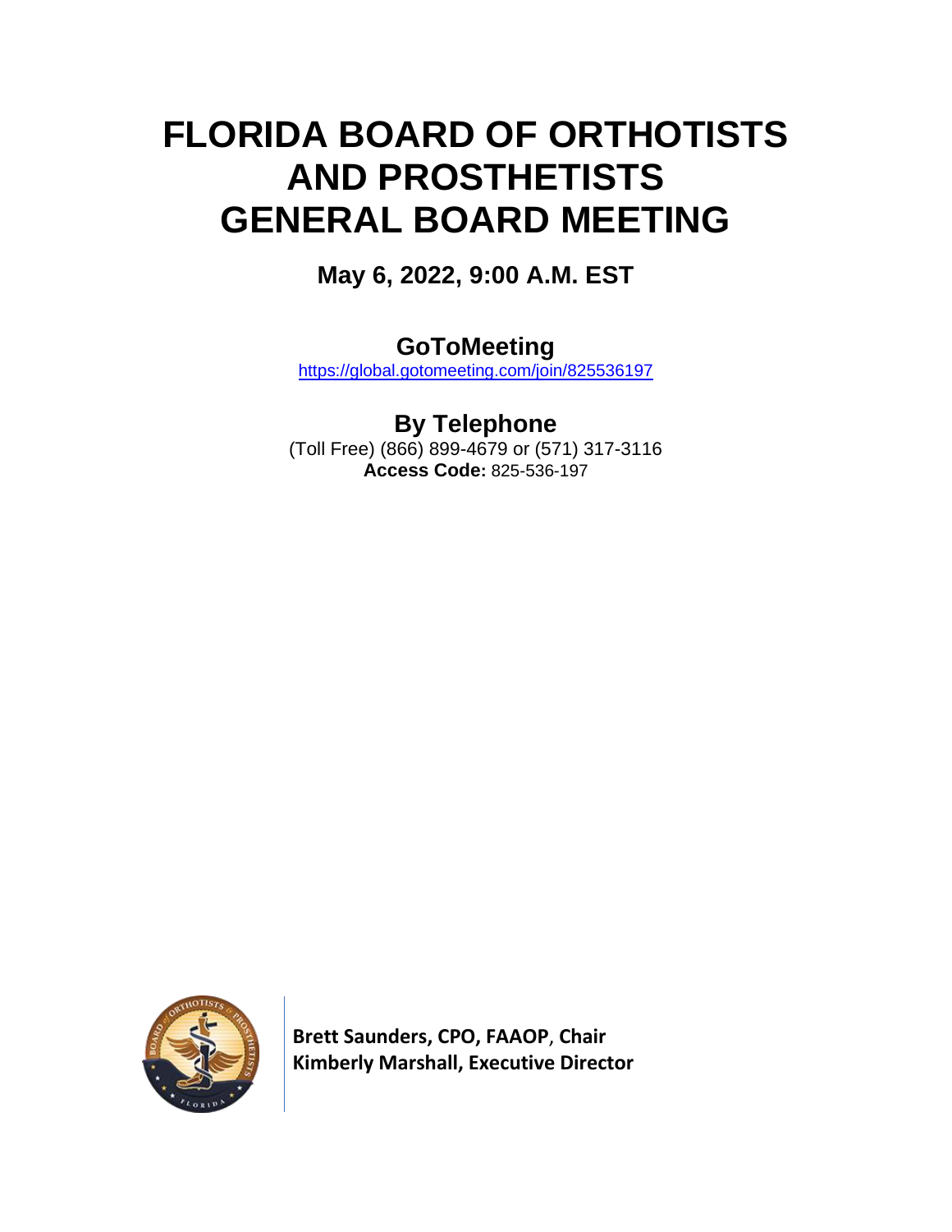# FLORIDA BOARD OF ORTHOTISTS AND PROSTHETISTS GENERAL BOARD MEETING

**May 6, 2022, 9:00 A.M. EST**

## GoToMeeting

https://global.gotomeeting.com/join/825536197

## By Telephone

(Toll Free) (866) 899-4679 or (571) 317-3116

**Access Code:** 825-536-197

**Brett Saunders, CPO, FAAOP, Chair**
**Kimberly Marshall, Executive Director**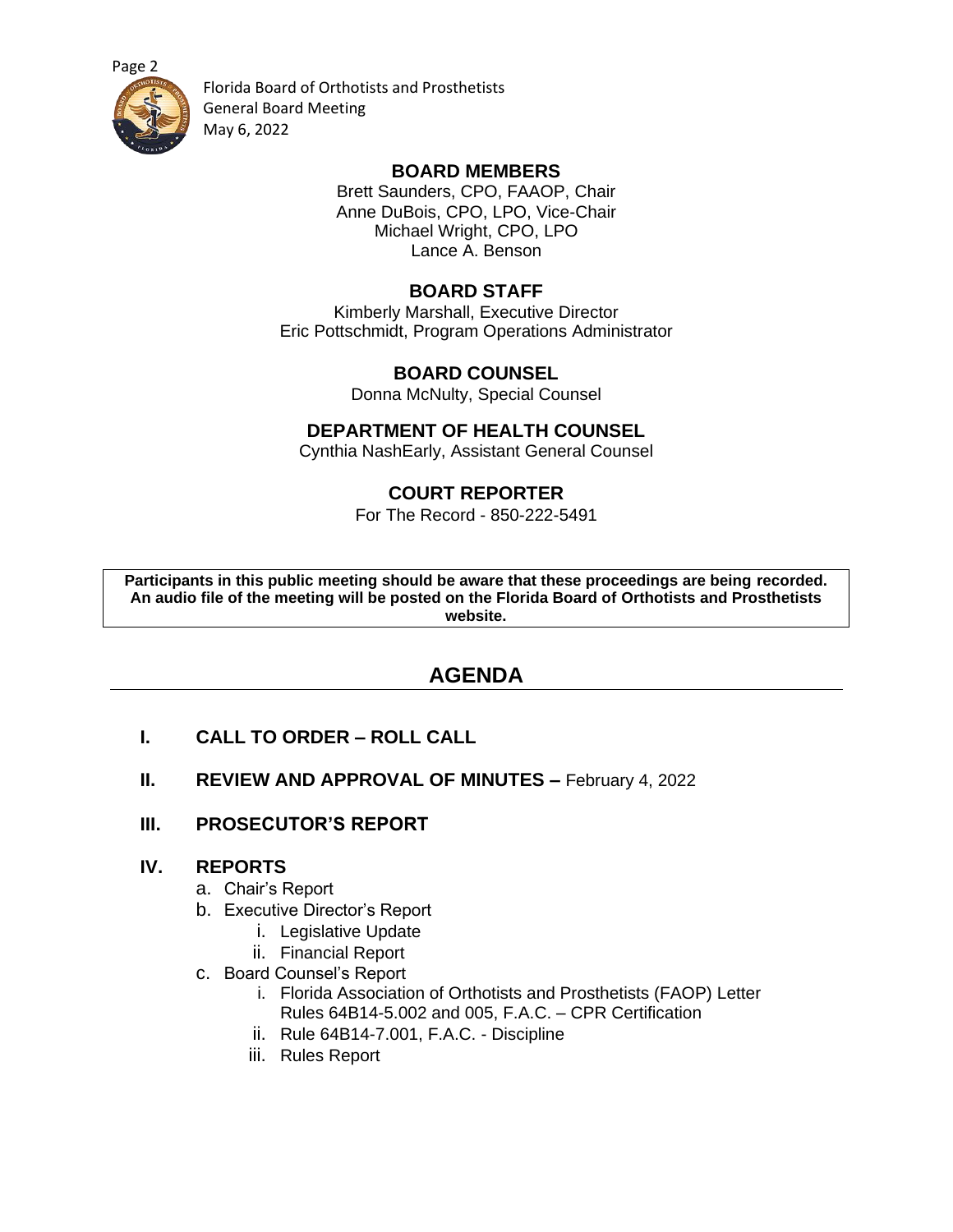Florida Board of Orthotists and Prosthetists
General Board Meeting
May 6, 2022

## BOARD MEMBERS

Brett Saunders, CPO, FAAOP, Chair
Anne DuBois, CPO, LPO, Vice-Chair
Michael Wright, CPO, LPO
Lance A. Benson

## BOARD STAFF

Kimberly Marshall, Executive Director
Eric Pottschmidt, Program Operations Administrator

## BOARD COUNSEL

Donna McNulty, Special Counsel

## DEPARTMENT OF HEALTH COUNSEL

Cynthia NashEarly, Assistant General Counsel

## COURT REPORTER

For The Record - 850-222-5491

**Participants in this public meeting should be aware that these proceedings are being recorded. An audio file of the meeting will be posted on the Florida Board of Orthotists and Prosthetists website.**

# AGENDA

**I. CALL TO ORDER – ROLL CALL**

**II. REVIEW AND APPROVAL OF MINUTES –** February 4, 2022

**III. PROSECUTOR'S REPORT**

**IV. REPORTS**

a. Chair's Report
b. Executive Director's Report
    i. Legislative Update
    ii. Financial Report
c. Board Counsel's Report
    i. Florida Association of Orthotists and Prosthetists (FAOP) Letter Rules 64B14-5.002 and 005, F.A.C. – CPR Certification
    ii. Rule 64B14-7.001, F.A.C. - Discipline
    iii. Rules Report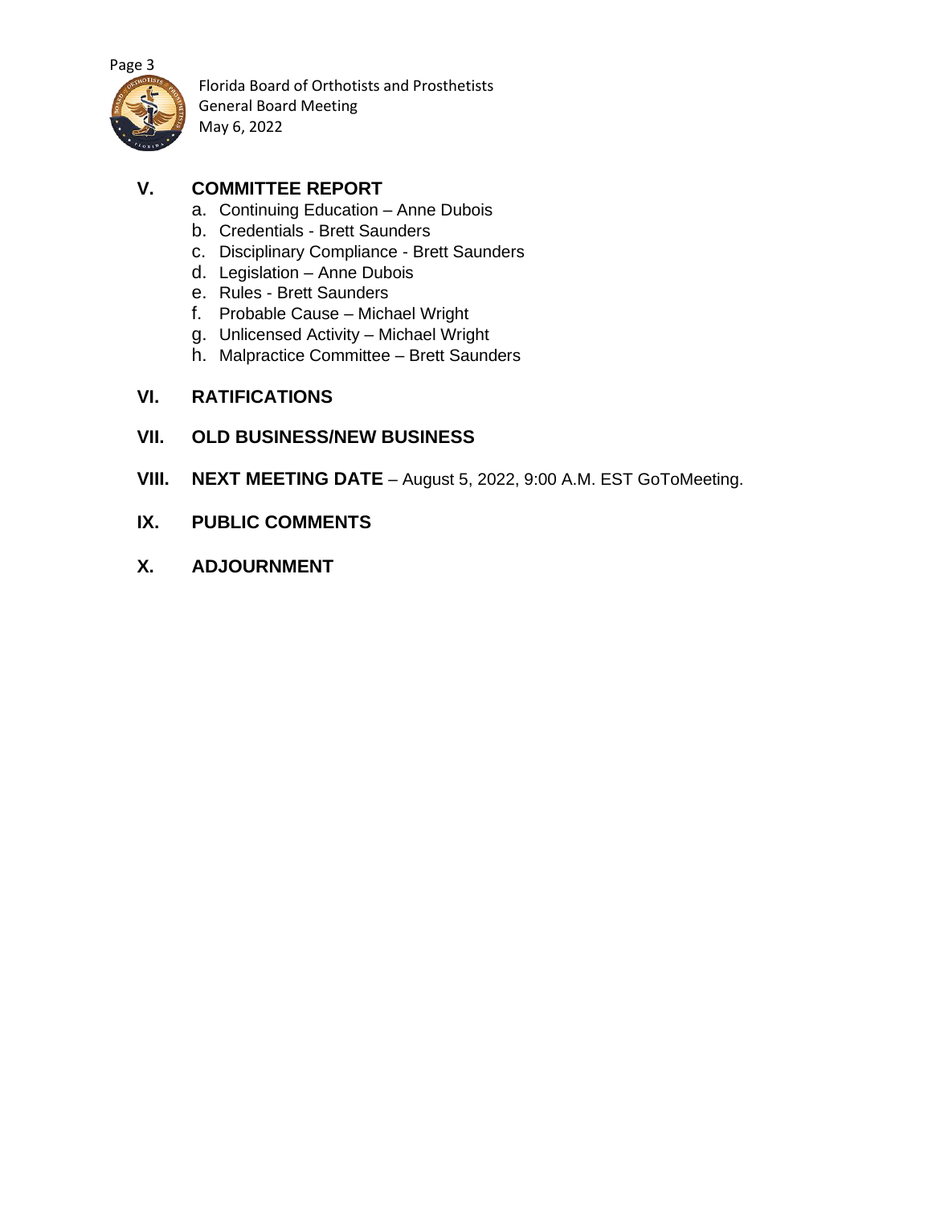## V. COMMITTEE REPORT

a. Continuing Education – Anne Dubois
b. Credentials - Brett Saunders
c. Disciplinary Compliance - Brett Saunders
d. Legislation – Anne Dubois
e. Rules - Brett Saunders
f. Probable Cause – Michael Wright
g. Unlicensed Activity – Michael Wright
h. Malpractice Committee – Brett Saunders

## VI. RATIFICATIONS

## VII. OLD BUSINESS/NEW BUSINESS

## VIII. NEXT MEETING DATE – August 5, 2022, 9:00 A.M. EST GoToMeeting.

## IX. PUBLIC COMMENTS

## X. ADJOURNMENT